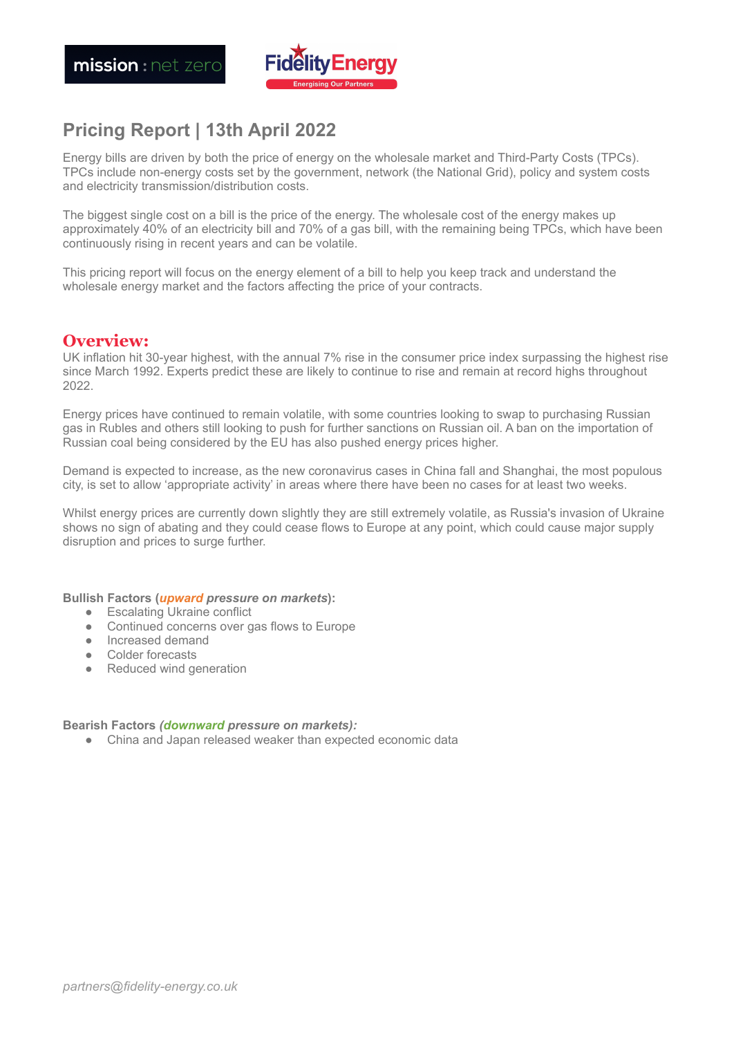# Pricing Report | 13th April 2022

Energy bills are driven by both the price of energy on the wholesale market and Third-Party Costs (TPCs). TPCs include non-energy costs set by the government, network (the National Grid), policy and system costs and electricity transmission/distribution costs.

The biggest single cost on a bill is the price of the energy. The wholesale cost of the energy makes up approximately 40% of an electricity bill and 70% of a gas bill, with the remaining being TPCs, which have been continuously rising in recent years and can be volatile.

This pricing report will focus on the energy element of a bill to help you keep track and understand the wholesale energy market and the factors affecting the price of your contracts.

## Overview:

UK inflation hit 30-year highest, with the annual 7% rise in the consumer price index surpassing the highest rise since March 1992. Experts predict these are likely to continue to rise and remain at record highs throughout 2022.

Energy prices have continued to remain volatile, with some countries looking to swap to purchasing Russian gas in Rubles and others still looking to push for further sanctions on Russian oil. A ban on the importation of Russian coal being considered by the EU has also pushed energy prices higher.

Demand is expected to increase, as the new coronavirus cases in China fall and Shanghai, the most populous city, is set to allow 'appropriate activity' in areas where there have been no cases for at least two weeks.

Whilst energy prices are currently down slightly they are still extremely volatile, as Russia's invasion of Ukraine shows no sign of abating and they could cease flows to Europe at any point, which could cause major supply disruption and prices to surge further.

**Bullish Factors (*upward pressure on markets*):**

- Escalating Ukraine conflict
- Continued concerns over gas flows to Europe
- Increased demand
- Colder forecasts
- Reduced wind generation

**Bearish Factors *(downward pressure on markets)*:**

- China and Japan released weaker than expected economic data

*partners@fidelity-energy.co.uk*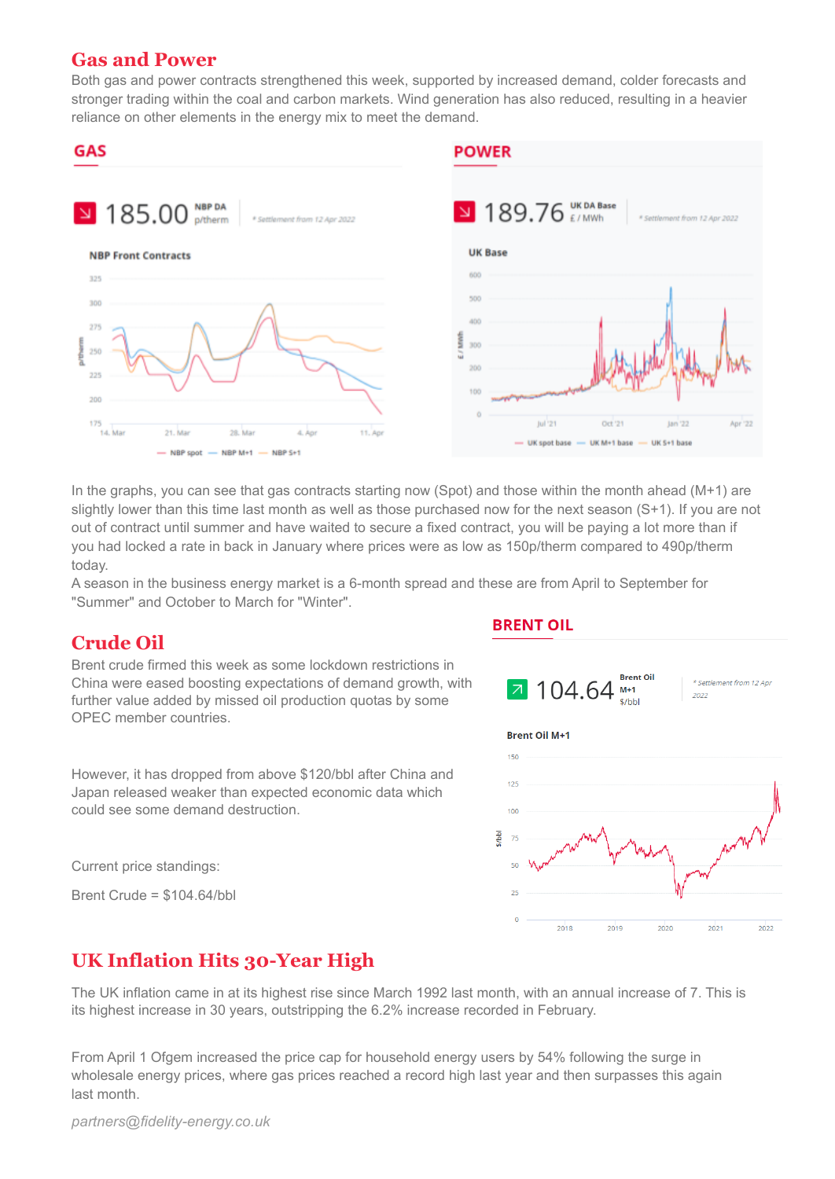## Gas and Power

Both gas and power contracts strengthened this week, supported by increased demand, colder forecasts and stronger trading within the coal and carbon markets. Wind generation has also reduced, resulting in a heavier reliance on other elements in the energy mix to meet the demand.

### GAS

185.00 NBP DA p/therm

*\* Settlement from 12 Apr 2022*

### POWER

189.76 UK DA Base £ / MWh

*\* Settlement from 12 Apr 2022*

In the graphs, you can see that gas contracts starting now (Spot) and those within the month ahead (M+1) are slightly lower than this time last month as well as those purchased now for the next season (S+1). If you are not out of contract until summer and have waited to secure a fixed contract, you will be paying a lot more than if you had locked a rate in back in January where prices were as low as 150p/therm compared to 490p/therm today.

A season in the business energy market is a 6-month spread and these are from April to September for "Summer" and October to March for "Winter".

## Crude Oil

Brent crude firmed this week as some lockdown restrictions in China were eased boosting expectations of demand growth, with further value added by missed oil production quotas by some OPEC member countries.

However, it has dropped from above $120/bbl after China and Japan released weaker than expected economic data which could see some demand destruction.

Current price standings:

Brent Crude = $104.64/bbl

### BRENT OIL

104.64 Brent Oil M+1 $/bbl

*\* Settlement from 12 Apr 2022*

## UK Inflation Hits 30-Year High

The UK inflation came in at its highest rise since March 1992 last month, with an annual increase of 7. This is its highest increase in 30 years, outstripping the 6.2% increase recorded in February.

From April 1 Ofgem increased the price cap for household energy users by 54% following the surge in wholesale energy prices, where gas prices reached a record high last year and then surpasses this again last month.

*partners@fidelity-energy.co.uk*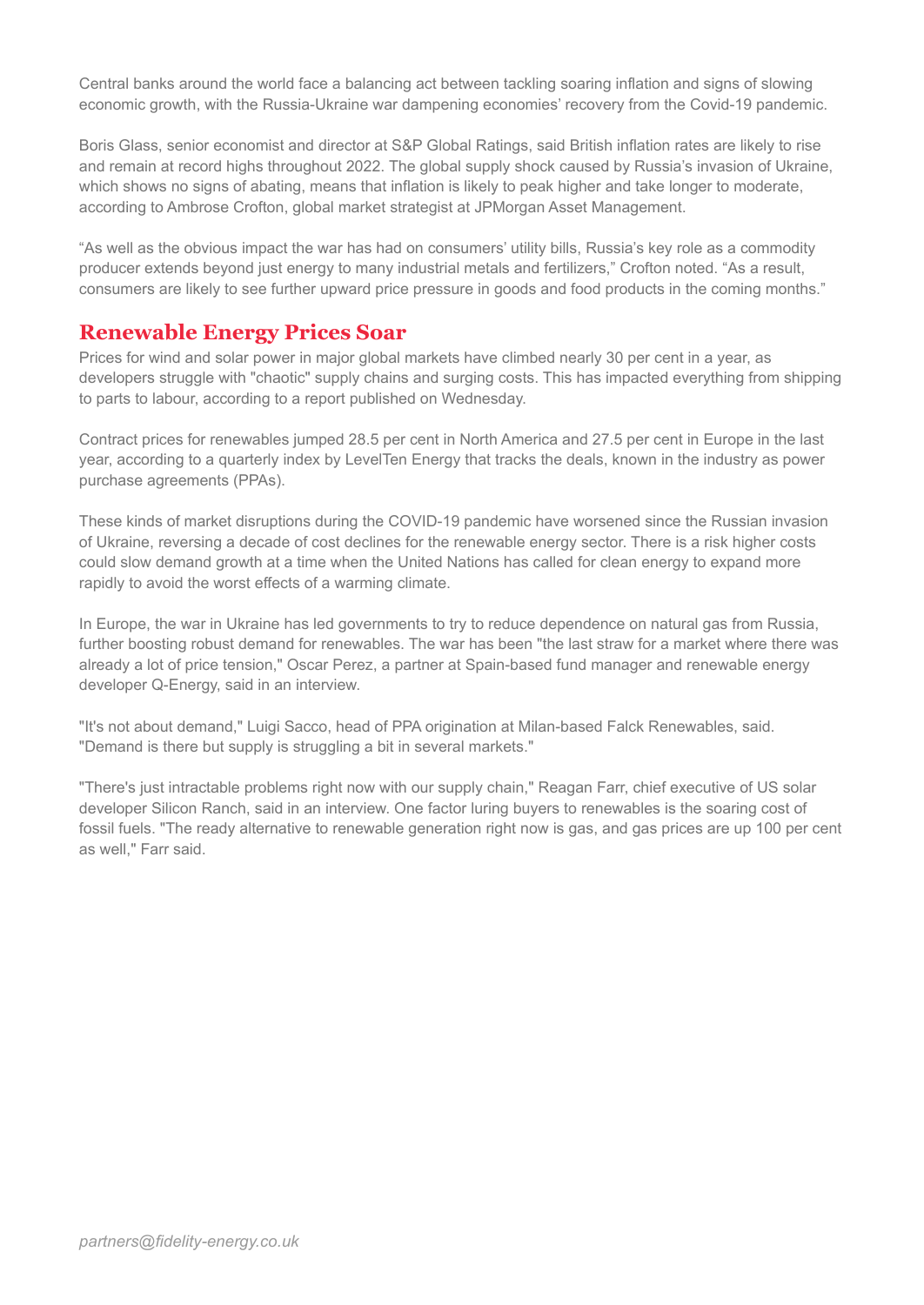Central banks around the world face a balancing act between tackling soaring inflation and signs of slowing economic growth, with the Russia-Ukraine war dampening economies' recovery from the Covid-19 pandemic.

Boris Glass, senior economist and director at S&P Global Ratings, said British inflation rates are likely to rise and remain at record highs throughout 2022. The global supply shock caused by Russia's invasion of Ukraine, which shows no signs of abating, means that inflation is likely to peak higher and take longer to moderate, according to Ambrose Crofton, global market strategist at JPMorgan Asset Management.

"As well as the obvious impact the war has had on consumers' utility bills, Russia's key role as a commodity producer extends beyond just energy to many industrial metals and fertilizers," Crofton noted. "As a result, consumers are likely to see further upward price pressure in goods and food products in the coming months."

## Renewable Energy Prices Soar

Prices for wind and solar power in major global markets have climbed nearly 30 per cent in a year, as developers struggle with "chaotic" supply chains and surging costs. This has impacted everything from shipping to parts to labour, according to a report published on Wednesday.

Contract prices for renewables jumped 28.5 per cent in North America and 27.5 per cent in Europe in the last year, according to a quarterly index by LevelTen Energy that tracks the deals, known in the industry as power purchase agreements (PPAs).

These kinds of market disruptions during the COVID-19 pandemic have worsened since the Russian invasion of Ukraine, reversing a decade of cost declines for the renewable energy sector. There is a risk higher costs could slow demand growth at a time when the United Nations has called for clean energy to expand more rapidly to avoid the worst effects of a warming climate.

In Europe, the war in Ukraine has led governments to try to reduce dependence on natural gas from Russia, further boosting robust demand for renewables. The war has been "the last straw for a market where there was already a lot of price tension," Oscar Perez, a partner at Spain-based fund manager and renewable energy developer Q-Energy, said in an interview.

"It's not about demand," Luigi Sacco, head of PPA origination at Milan-based Falck Renewables, said. "Demand is there but supply is struggling a bit in several markets."

"There's just intractable problems right now with our supply chain," Reagan Farr, chief executive of US solar developer Silicon Ranch, said in an interview. One factor luring buyers to renewables is the soaring cost of fossil fuels. "The ready alternative to renewable generation right now is gas, and gas prices are up 100 per cent as well," Farr said.